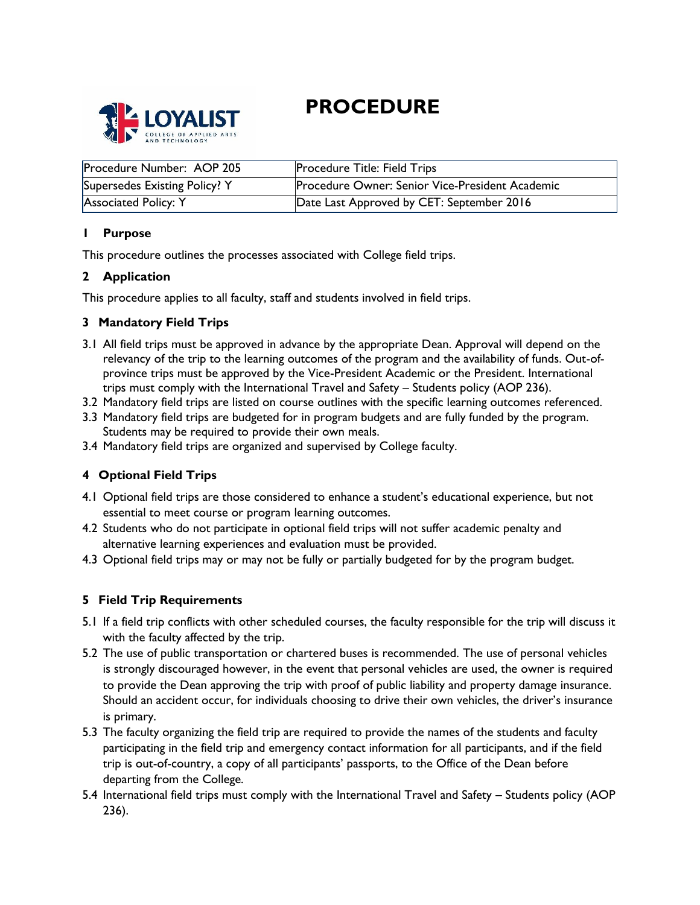# PROCEDURE

| Procedure Number: AOP 205 | Procedure Title: Field Trips |
|---|---|
| Supersedes Existing Policy? Y | Procedure Owner: Senior Vice-President Academic |
| Associated Policy: Y | Date Last Approved by CET: September 2016 |

## 1 Purpose

This procedure outlines the processes associated with College field trips.

## 2 Application

This procedure applies to all faculty, staff and students involved in field trips.

## 3 Mandatory Field Trips

3.1 All field trips must be approved in advance by the appropriate Dean. Approval will depend on the relevancy of the trip to the learning outcomes of the program and the availability of funds. Out-of-province trips must be approved by the Vice-President Academic or the President. International trips must comply with the International Travel and Safety – Students policy (AOP 236).

3.2 Mandatory field trips are listed on course outlines with the specific learning outcomes referenced.

3.3 Mandatory field trips are budgeted for in program budgets and are fully funded by the program. Students may be required to provide their own meals.

3.4 Mandatory field trips are organized and supervised by College faculty.

## 4 Optional Field Trips

4.1 Optional field trips are those considered to enhance a student's educational experience, but not essential to meet course or program learning outcomes.

4.2 Students who do not participate in optional field trips will not suffer academic penalty and alternative learning experiences and evaluation must be provided.

4.3 Optional field trips may or may not be fully or partially budgeted for by the program budget.

## 5 Field Trip Requirements

5.1 If a field trip conflicts with other scheduled courses, the faculty responsible for the trip will discuss it with the faculty affected by the trip.

5.2 The use of public transportation or chartered buses is recommended. The use of personal vehicles is strongly discouraged however, in the event that personal vehicles are used, the owner is required to provide the Dean approving the trip with proof of public liability and property damage insurance. Should an accident occur, for individuals choosing to drive their own vehicles, the driver's insurance is primary.

5.3 The faculty organizing the field trip are required to provide the names of the students and faculty participating in the field trip and emergency contact information for all participants, and if the field trip is out-of-country, a copy of all participants' passports, to the Office of the Dean before departing from the College.

5.4 International field trips must comply with the International Travel and Safety – Students policy (AOP 236).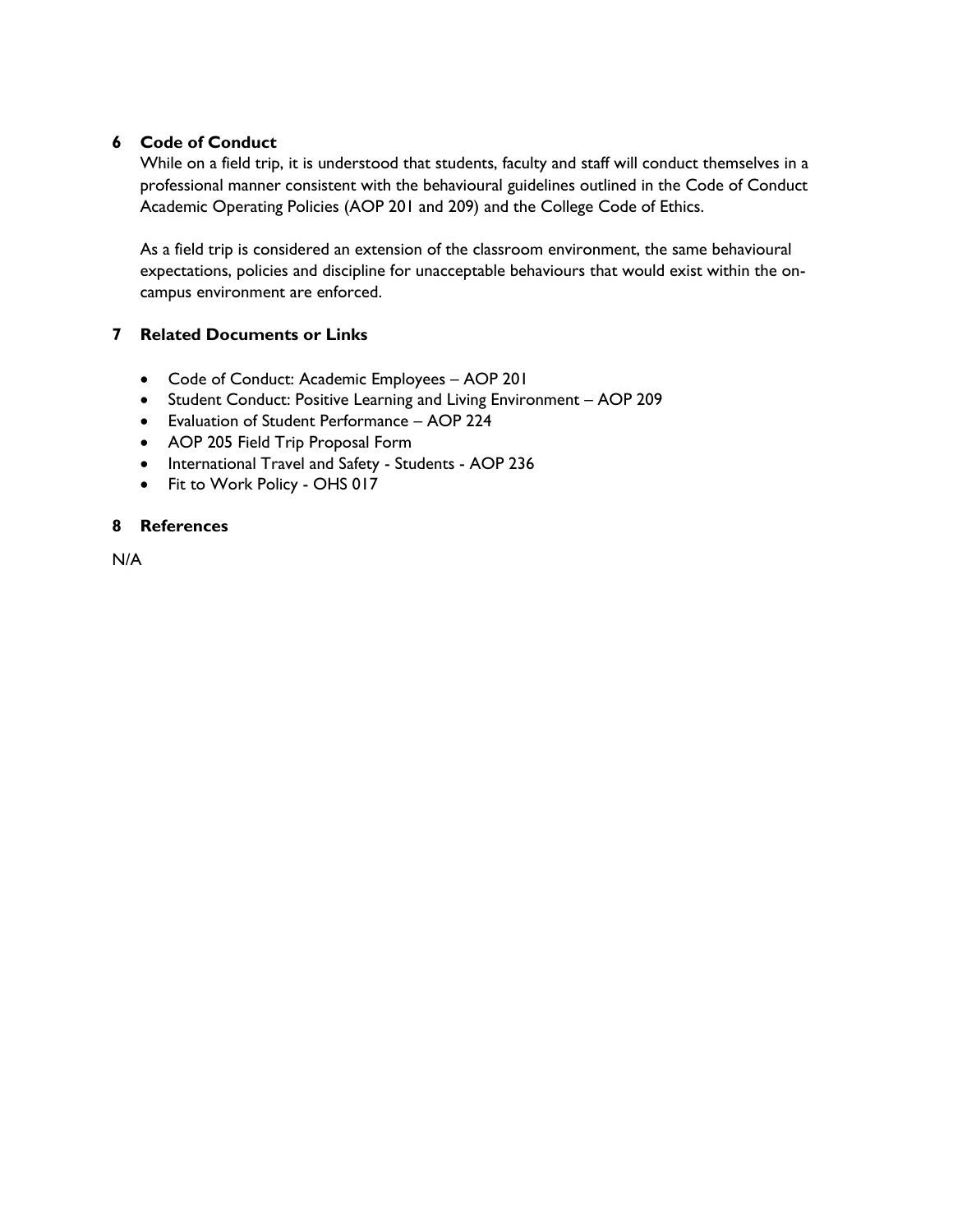## 6 Code of Conduct

While on a field trip, it is understood that students, faculty and staff will conduct themselves in a professional manner consistent with the behavioural guidelines outlined in the Code of Conduct Academic Operating Policies (AOP 201 and 209) and the College Code of Ethics.

As a field trip is considered an extension of the classroom environment, the same behavioural expectations, policies and discipline for unacceptable behaviours that would exist within the on-campus environment are enforced.

## 7 Related Documents or Links

- Code of Conduct: Academic Employees – AOP 201
- Student Conduct: Positive Learning and Living Environment – AOP 209
- Evaluation of Student Performance – AOP 224
- AOP 205 Field Trip Proposal Form
- International Travel and Safety - Students - AOP 236
- Fit to Work Policy - OHS 017

## 8 References

N/A